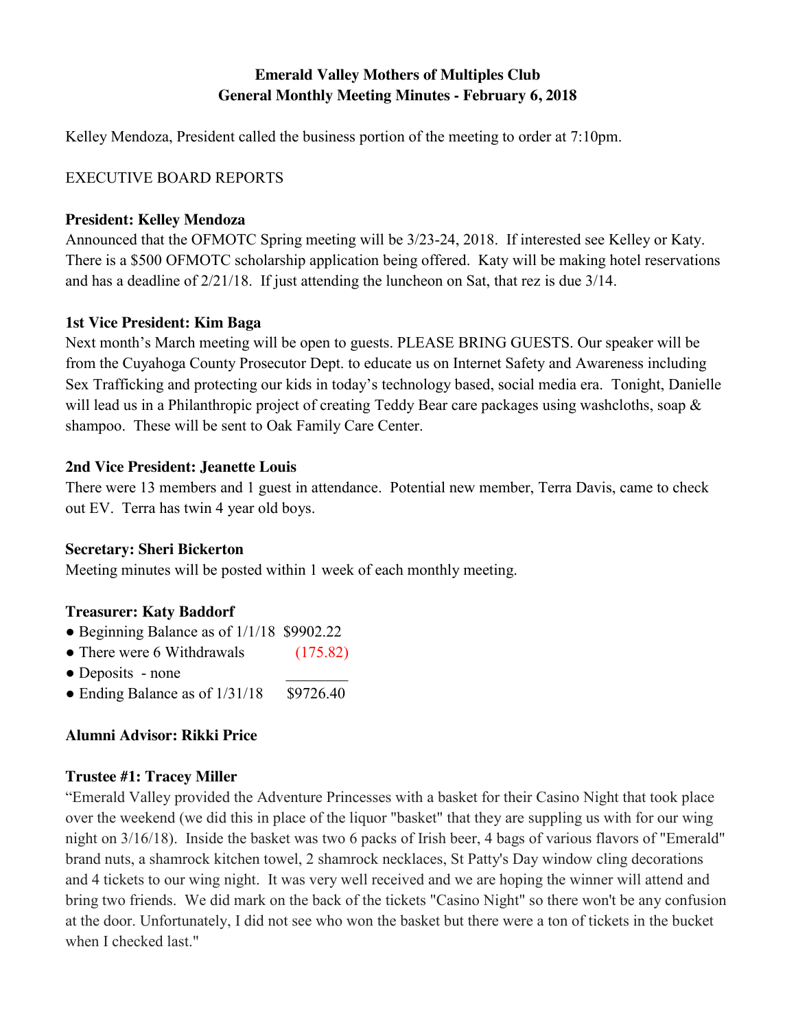**Emerald Valley Mothers of Multiples Club**
**General Monthly Meeting Minutes - February 6, 2018**

Kelley Mendoza, President called the business portion of the meeting to order at 7:10pm.

EXECUTIVE BOARD REPORTS

**President: Kelley Mendoza**
Announced that the OFMOTC Spring meeting will be 3/23-24, 2018. If interested see Kelley or Katy. There is a $500 OFMOTC scholarship application being offered. Katy will be making hotel reservations and has a deadline of 2/21/18. If just attending the luncheon on Sat, that rez is due 3/14.

**1st Vice President: Kim Baga**
Next month's March meeting will be open to guests. PLEASE BRING GUESTS. Our speaker will be from the Cuyahoga County Prosecutor Dept. to educate us on Internet Safety and Awareness including Sex Trafficking and protecting our kids in today's technology based, social media era. Tonight, Danielle will lead us in a Philanthropic project of creating Teddy Bear care packages using washcloths, soap & shampoo. These will be sent to Oak Family Care Center.

**2nd Vice President: Jeanette Louis**
There were 13 members and 1 guest in attendance. Potential new member, Terra Davis, came to check out EV. Terra has twin 4 year old boys.

**Secretary: Sheri Bickerton**
Meeting minutes will be posted within 1 week of each monthly meeting.

**Treasurer: Katy Baddorf**
- Beginning Balance as of 1/1/18 $9902.22
- There were 6 Withdrawals (175.82)
- Deposits - none ________
- Ending Balance as of 1/31/18 $9726.40

**Alumni Advisor: Rikki Price**

**Trustee #1: Tracey Miller**
"Emerald Valley provided the Adventure Princesses with a basket for their Casino Night that took place over the weekend (we did this in place of the liquor "basket" that they are suppling us with for our wing night on 3/16/18). Inside the basket was two 6 packs of Irish beer, 4 bags of various flavors of "Emerald" brand nuts, a shamrock kitchen towel, 2 shamrock necklaces, St Patty's Day window cling decorations and 4 tickets to our wing night. It was very well received and we are hoping the winner will attend and bring two friends. We did mark on the back of the tickets "Casino Night" so there won't be any confusion at the door. Unfortunately, I did not see who won the basket but there were a ton of tickets in the bucket when I checked last."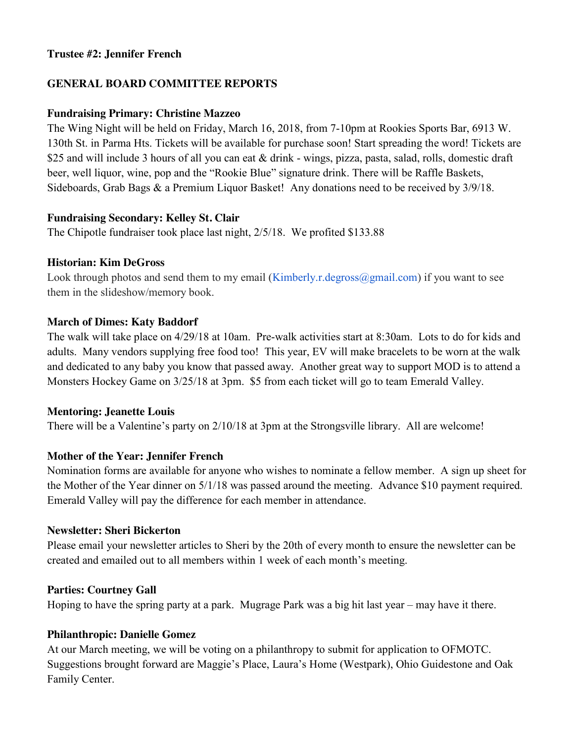**Trustee #2: Jennifer French**

**GENERAL BOARD COMMITTEE REPORTS**

**Fundraising Primary: Christine Mazzeo**

The Wing Night will be held on Friday, March 16, 2018, from 7-10pm at Rookies Sports Bar, 6913 W. 130th St. in Parma Hts. Tickets will be available for purchase soon! Start spreading the word! Tickets are $25 and will include 3 hours of all you can eat & drink - wings, pizza, pasta, salad, rolls, domestic draft beer, well liquor, wine, pop and the "Rookie Blue" signature drink. There will be Raffle Baskets, Sideboards, Grab Bags & a Premium Liquor Basket! Any donations need to be received by 3/9/18.

**Fundraising Secondary: Kelley St. Clair**

The Chipotle fundraiser took place last night, 2/5/18. We profited $133.88

**Historian: Kim DeGross**

Look through photos and send them to my email (Kimberly.r.degross@gmail.com) if you want to see them in the slideshow/memory book.

**March of Dimes: Katy Baddorf**

The walk will take place on 4/29/18 at 10am. Pre-walk activities start at 8:30am. Lots to do for kids and adults. Many vendors supplying free food too! This year, EV will make bracelets to be worn at the walk and dedicated to any baby you know that passed away. Another great way to support MOD is to attend a Monsters Hockey Game on 3/25/18 at 3pm. $5 from each ticket will go to team Emerald Valley.

**Mentoring: Jeanette Louis**

There will be a Valentine's party on 2/10/18 at 3pm at the Strongsville library. All are welcome!

**Mother of the Year: Jennifer French**

Nomination forms are available for anyone who wishes to nominate a fellow member. A sign up sheet for the Mother of the Year dinner on 5/1/18 was passed around the meeting. Advance $10 payment required. Emerald Valley will pay the difference for each member in attendance.

**Newsletter: Sheri Bickerton**

Please email your newsletter articles to Sheri by the 20th of every month to ensure the newsletter can be created and emailed out to all members within 1 week of each month's meeting.

**Parties: Courtney Gall**

Hoping to have the spring party at a park. Mugrage Park was a big hit last year – may have it there.

**Philanthropic: Danielle Gomez**

At our March meeting, we will be voting on a philanthropy to submit for application to OFMOTC. Suggestions brought forward are Maggie's Place, Laura's Home (Westpark), Ohio Guidestone and Oak Family Center.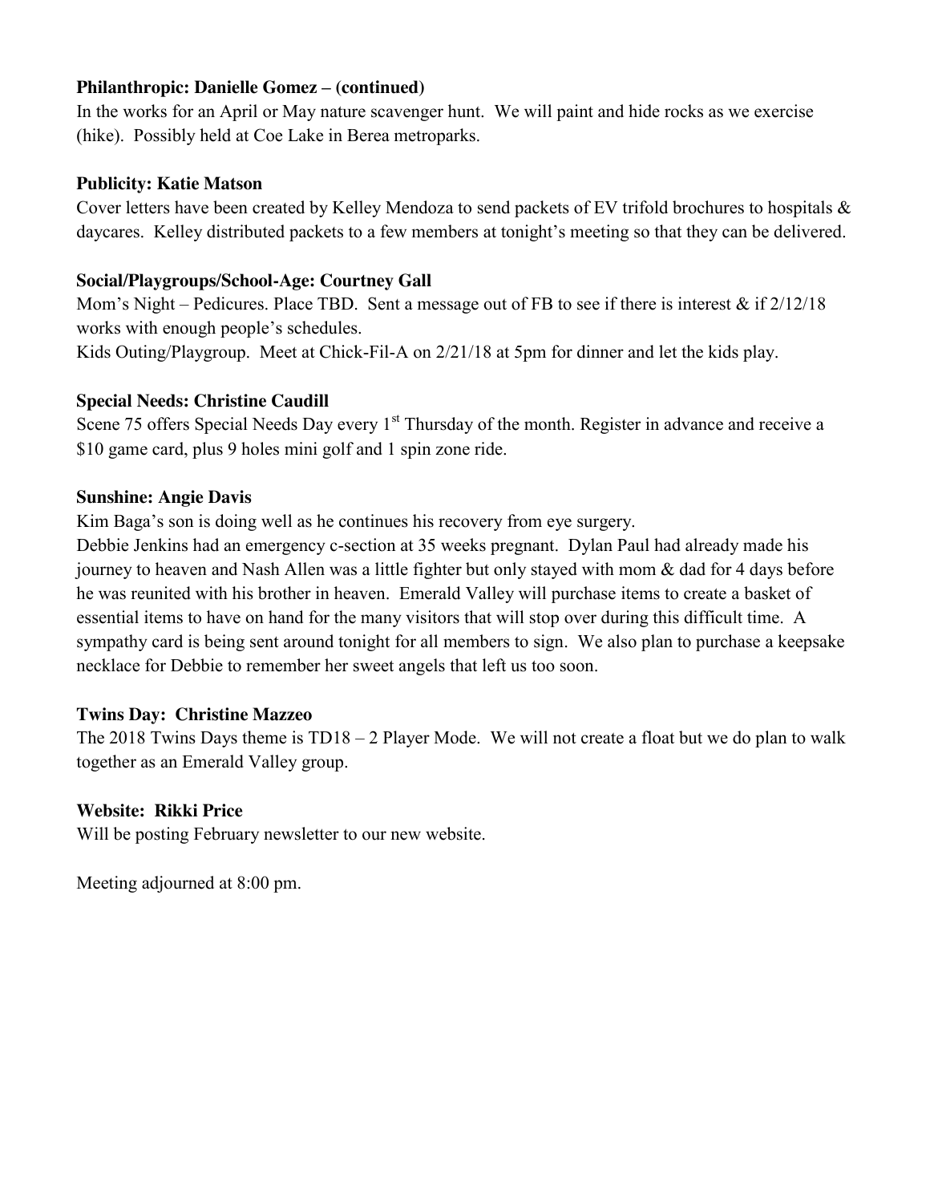**Philanthropic: Danielle Gomez – (continued)**

In the works for an April or May nature scavenger hunt. We will paint and hide rocks as we exercise (hike). Possibly held at Coe Lake in Berea metroparks.

**Publicity: Katie Matson**

Cover letters have been created by Kelley Mendoza to send packets of EV trifold brochures to hospitals & daycares. Kelley distributed packets to a few members at tonight's meeting so that they can be delivered.

**Social/Playgroups/School-Age: Courtney Gall**

Mom's Night – Pedicures. Place TBD. Sent a message out of FB to see if there is interest & if 2/12/18 works with enough people's schedules.

Kids Outing/Playgroup. Meet at Chick-Fil-A on 2/21/18 at 5pm for dinner and let the kids play.

**Special Needs: Christine Caudill**

Scene 75 offers Special Needs Day every 1st Thursday of the month. Register in advance and receive a $10 game card, plus 9 holes mini golf and 1 spin zone ride.

**Sunshine: Angie Davis**

Kim Baga's son is doing well as he continues his recovery from eye surgery.

Debbie Jenkins had an emergency c-section at 35 weeks pregnant. Dylan Paul had already made his journey to heaven and Nash Allen was a little fighter but only stayed with mom & dad for 4 days before he was reunited with his brother in heaven. Emerald Valley will purchase items to create a basket of essential items to have on hand for the many visitors that will stop over during this difficult time. A sympathy card is being sent around tonight for all members to sign. We also plan to purchase a keepsake necklace for Debbie to remember her sweet angels that left us too soon.

**Twins Day: Christine Mazzeo**

The 2018 Twins Days theme is TD18 – 2 Player Mode. We will not create a float but we do plan to walk together as an Emerald Valley group.

**Website: Rikki Price**

Will be posting February newsletter to our new website.

Meeting adjourned at 8:00 pm.